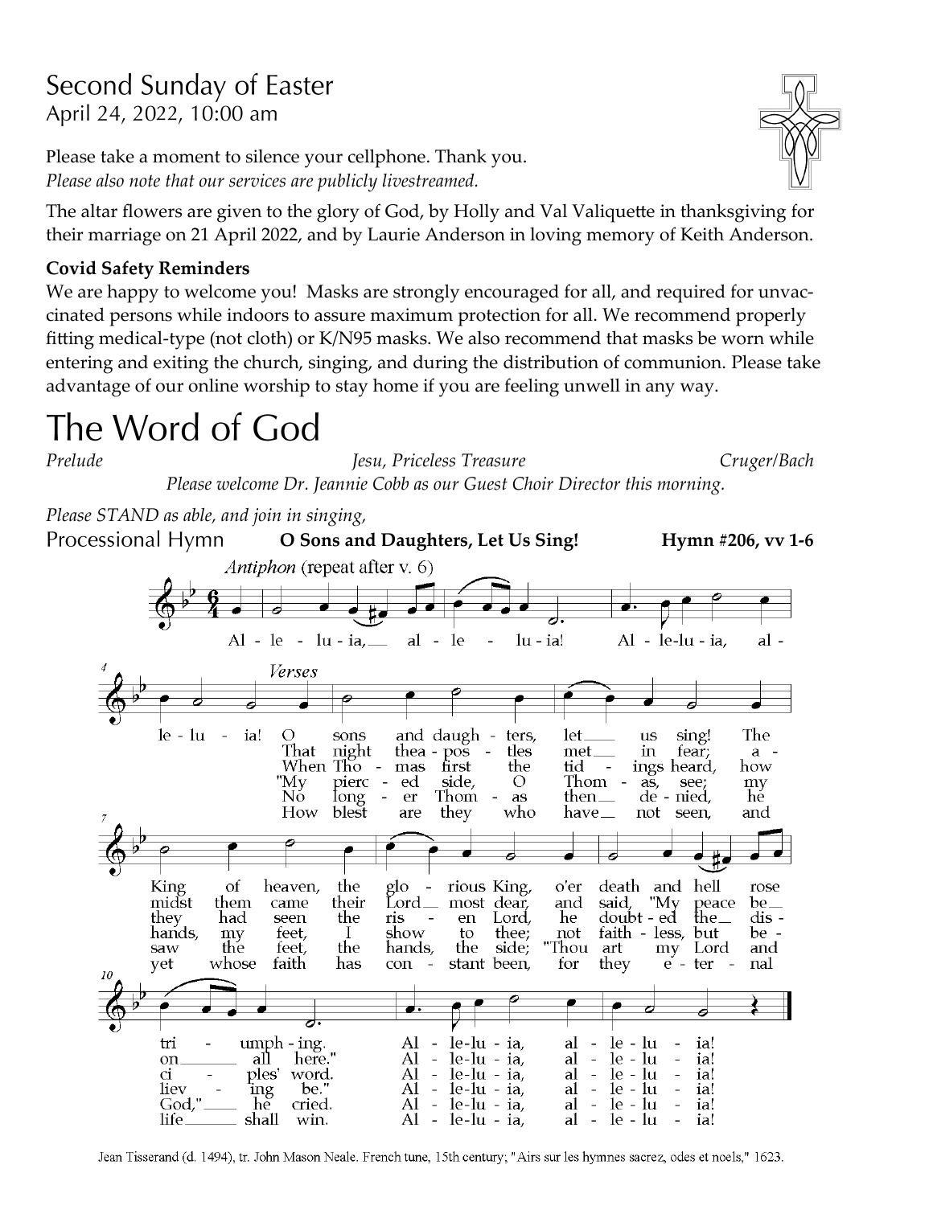# Second Sunday of Easter

April 24, 2022, 10:00 am

Please take a moment to silence your cellphone. Thank you.
*Please also note that our services are publicly livestreamed.*

The altar flowers are given to the glory of God, by Holly and Val Valiquette in thanksgiving for their marriage on 21 April 2022, and by Laurie Anderson in loving memory of Keith Anderson.

**Covid Safety Reminders**

We are happy to welcome you! Masks are strongly encouraged for all, and required for unvaccinated persons while indoors to assure maximum protection for all. We recommend properly fitting medical-type (not cloth) or K/N95 masks. We also recommend that masks be worn while entering and exiting the church, singing, and during the distribution of communion. Please take advantage of our online worship to stay home if you are feeling unwell in any way.

# The Word of God

*Prelude* *Jesu, Priceless Treasure* *Cruger/Bach*

*Please welcome Dr. Jeannie Cobb as our Guest Choir Director this morning.*

*Please STAND as able, and join in singing,*

## Processional Hymn **O Sons and Daughters, Let Us Sing!** **Hymn #206, vv 1-6**

*Antiphon* (repeat after v. 6)

Alleluia, alleluia! Alleluia, alleluia!

*Verses*

1. O sons and daughters, let us sing! The King of heaven, the glorious King, o'er death and hell rose triumphing. Alleluia, alleluia!
2. That night the apostles met in fear; amidst them came their Lord most dear, and said, "My peace be on all here." Alleluia, alleluia!
3. When Thomas first the tidings heard, how they had seen the risen Lord, he doubted the disciples' word. Alleluia, alleluia!
4. "My pierced side, O Thomas, see; my hands, my feet, I show to thee; not faithless, but believing be." Alleluia, alleluia!
5. No longer Thomas then denied, he saw the feet, the hands, the side; "Thou art my Lord and God," he cried. Alleluia, alleluia!
6. How blest are they who have not seen, and yet whose faith has constant been, for they eternal life shall win. Alleluia, alleluia!

Jean Tisserand (d. 1494), tr. John Mason Neale. French tune, 15th century; "Airs sur les hymnes sacrez, odes et noels," 1623.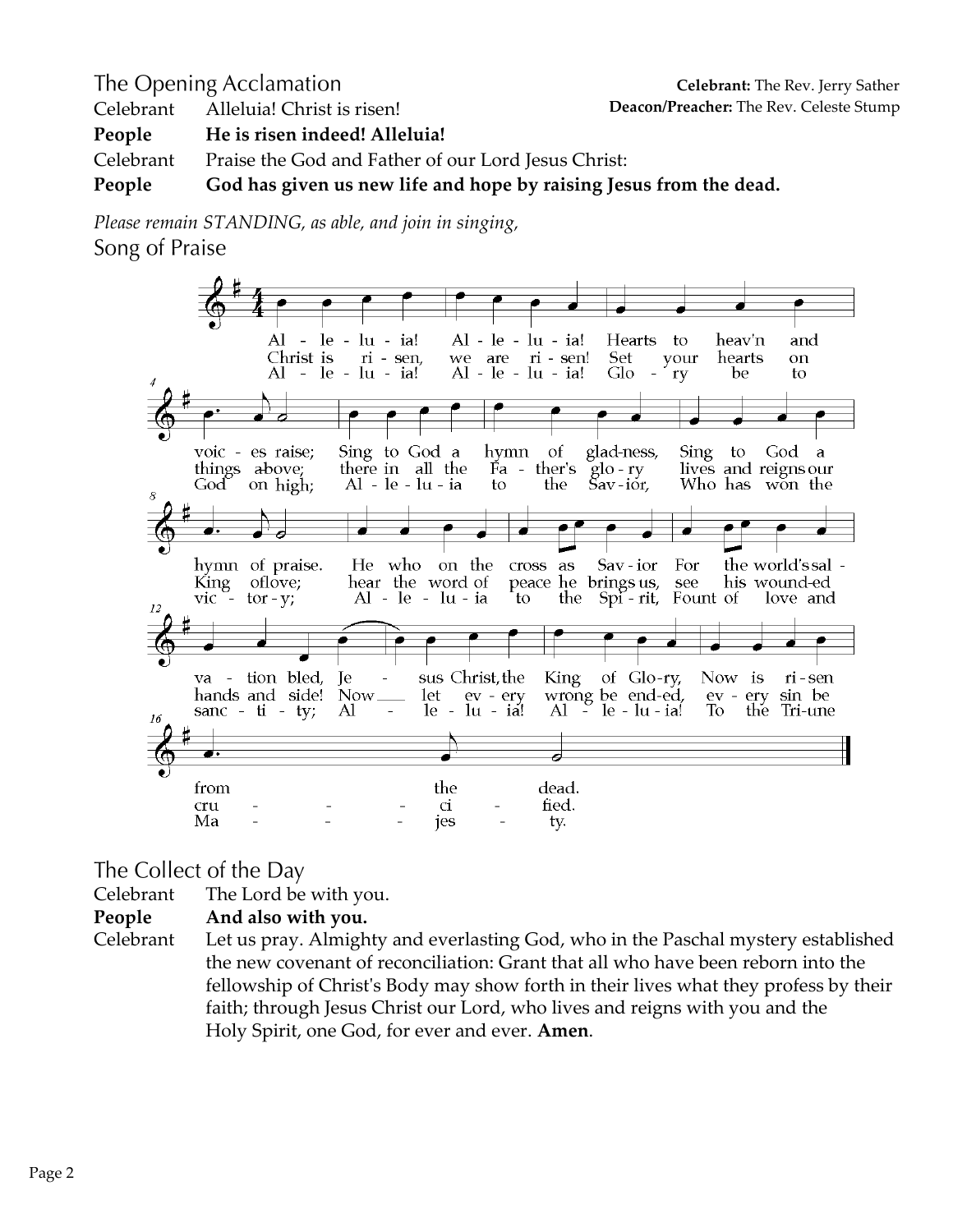## The Opening Acclamation

**Celebrant:** The Rev. Jerry Sather
**Deacon/Preacher:** The Rev. Celeste Stump

Celebrant Alleluia! Christ is risen!

**People He is risen indeed! Alleluia!**

Celebrant Praise the God and Father of our Lord Jesus Christ:

**People God has given us new life and hope by raising Jesus from the dead.**

*Please remain STANDING, as able, and join in singing,*

## Song of Praise

Alleluia! Alleluia! Hearts to heav'n and voices raise; Sing to God a hymn of gladness, Sing to God a hymn of praise. He who on the cross as Savior For the world's salvation bled, Jesus Christ, the King of Glory, Now is risen from the dead.

Christ is risen, we are risen! Set your hearts on things above; there in all the Father's glory lives and reigns our King of love; hear the word of peace he brings us, see his wounded hands and side! Now let every wrong be ended, every sin be crucified.

Alleluia! Alleluia! Glory be to God on high; Alleluia to the Savior, Who has won the victory; Alleluia to the Spirit, Fount of love and sanctity; Alleluia! Alleluia! To the Triune Majesty.

## The Collect of the Day

Celebrant The Lord be with you.

**People And also with you.**

Celebrant Let us pray. Almighty and everlasting God, who in the Paschal mystery established the new covenant of reconciliation: Grant that all who have been reborn into the fellowship of Christ's Body may show forth in their lives what they profess by their faith; through Jesus Christ our Lord, who lives and reigns with you and the Holy Spirit, one God, for ever and ever. **Amen**.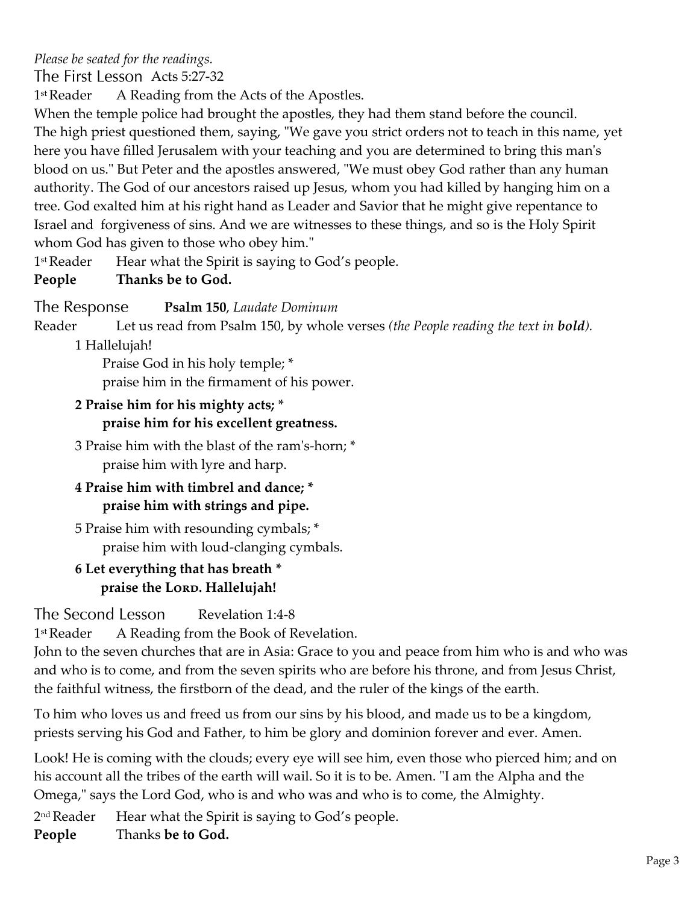*Please be seated for the readings.*

## The First Lesson Acts 5:27-32

1st Reader A Reading from the Acts of the Apostles.

When the temple police had brought the apostles, they had them stand before the council. The high priest questioned them, saying, "We gave you strict orders not to teach in this name, yet here you have filled Jerusalem with your teaching and you are determined to bring this man's blood on us." But Peter and the apostles answered, "We must obey God rather than any human authority. The God of our ancestors raised up Jesus, whom you had killed by hanging him on a tree. God exalted him at his right hand as Leader and Savior that he might give repentance to Israel and forgiveness of sins. And we are witnesses to these things, and so is the Holy Spirit whom God has given to those who obey him."

1st Reader Hear what the Spirit is saying to God's people.

**People Thanks be to God.**

## The Response **Psalm 150**, *Laudate Dominum*

Reader Let us read from Psalm 150, by whole verses *(the People reading the text in **bold**).*

1 Hallelujah!
Praise God in his holy temple; *
praise him in the firmament of his power.

**2 Praise him for his mighty acts; *
praise him for his excellent greatness.**

3 Praise him with the blast of the ram's-horn; *
praise him with lyre and harp.

**4 Praise him with timbrel and dance; *
praise him with strings and pipe.**

5 Praise him with resounding cymbals; *
praise him with loud-clanging cymbals.

**6 Let everything that has breath *
praise the LORD. Hallelujah!**

## The Second Lesson Revelation 1:4-8

1st Reader A Reading from the Book of Revelation.

John to the seven churches that are in Asia: Grace to you and peace from him who is and who was and who is to come, and from the seven spirits who are before his throne, and from Jesus Christ, the faithful witness, the firstborn of the dead, and the ruler of the kings of the earth.

To him who loves us and freed us from our sins by his blood, and made us to be a kingdom, priests serving his God and Father, to him be glory and dominion forever and ever. Amen.

Look! He is coming with the clouds; every eye will see him, even those who pierced him; and on his account all the tribes of the earth will wail. So it is to be. Amen. "I am the Alpha and the Omega," says the Lord God, who is and who was and who is to come, the Almighty.

2nd Reader Hear what the Spirit is saying to God's people.

**People** Thanks **be to God.**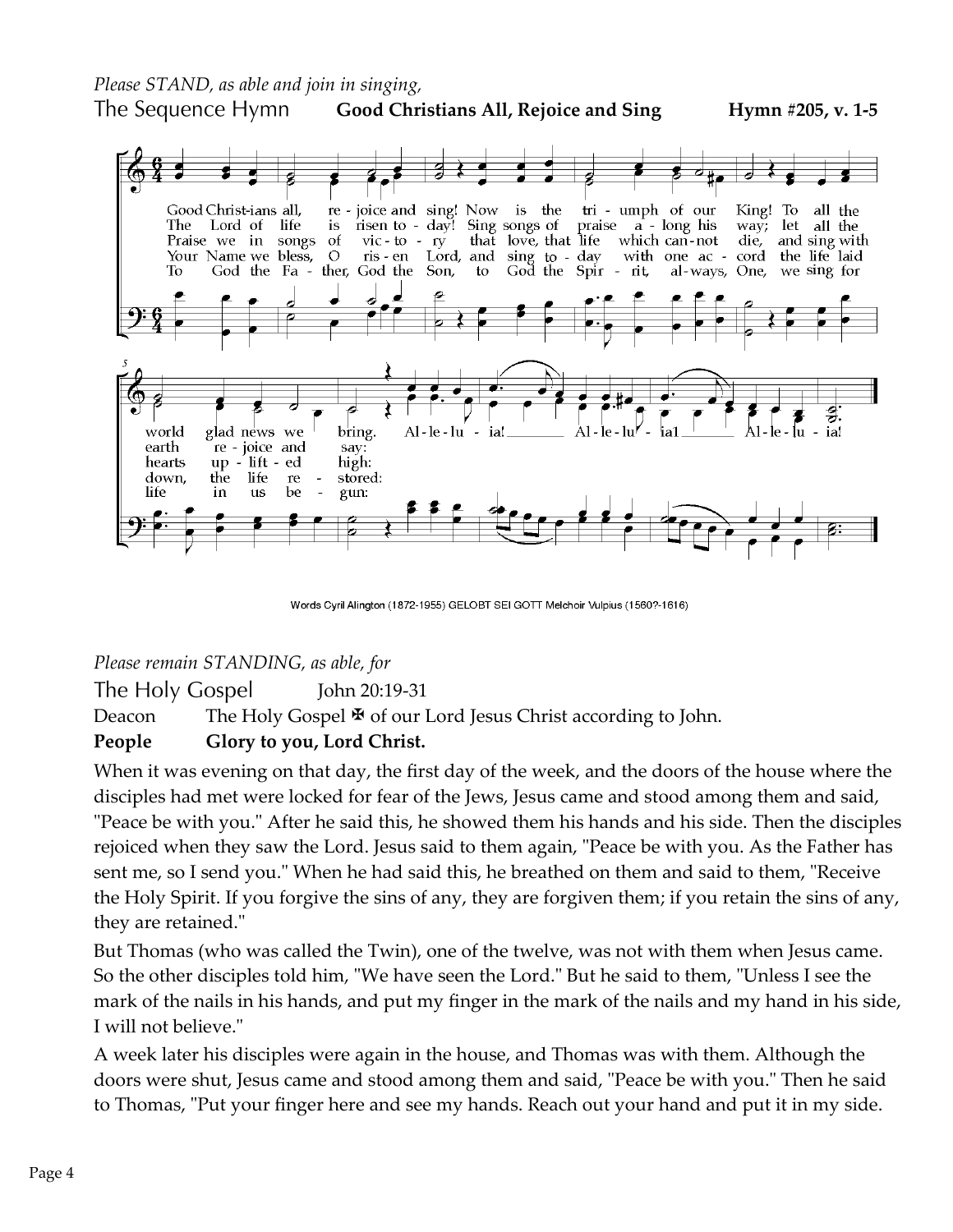*Please STAND, as able and join in singing,*

The Sequence Hymn **Good Christians All, Rejoice and Sing** **Hymn #205, v. 1-5**

Words Cyril Alington (1872-1955) GELOBT SEI GOTT Melchoir Vulpius (1560?-1616)

*Please remain STANDING, as able, for*

The Holy Gospel John 20:19-31

Deacon The Holy Gospel ✠ of our Lord Jesus Christ according to John.

**People Glory to you, Lord Christ.**

When it was evening on that day, the first day of the week, and the doors of the house where the disciples had met were locked for fear of the Jews, Jesus came and stood among them and said, "Peace be with you." After he said this, he showed them his hands and his side. Then the disciples rejoiced when they saw the Lord. Jesus said to them again, "Peace be with you. As the Father has sent me, so I send you." When he had said this, he breathed on them and said to them, "Receive the Holy Spirit. If you forgive the sins of any, they are forgiven them; if you retain the sins of any, they are retained."

But Thomas (who was called the Twin), one of the twelve, was not with them when Jesus came. So the other disciples told him, "We have seen the Lord." But he said to them, "Unless I see the mark of the nails in his hands, and put my finger in the mark of the nails and my hand in his side, I will not believe."

A week later his disciples were again in the house, and Thomas was with them. Although the doors were shut, Jesus came and stood among them and said, "Peace be with you." Then he said to Thomas, "Put your finger here and see my hands. Reach out your hand and put it in my side.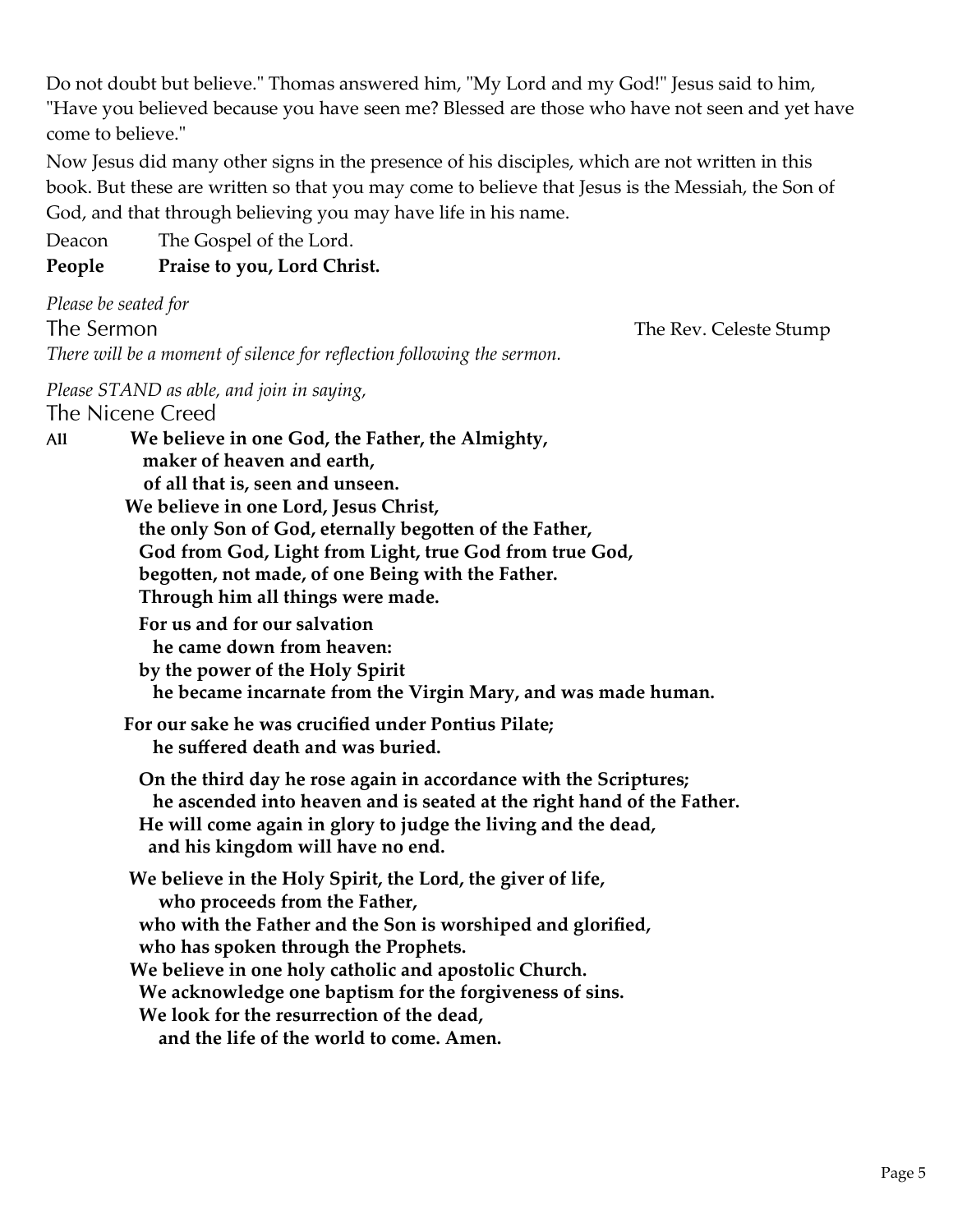Do not doubt but believe." Thomas answered him, "My Lord and my God!" Jesus said to him, "Have you believed because you have seen me? Blessed are those who have not seen and yet have come to believe."

Now Jesus did many other signs in the presence of his disciples, which are not written in this book. But these are written so that you may come to believe that Jesus is the Messiah, the Son of God, and that through believing you may have life in his name.

Deacon The Gospel of the Lord.
**People Praise to you, Lord Christ.**

*Please be seated for*

## The Sermon

The Rev. Celeste Stump

*There will be a moment of silence for reflection following the sermon.*

*Please STAND as able, and join in saying,*

## The Nicene Creed

**All We believe in one God, the Father, the Almighty,**
**maker of heaven and earth,**
**of all that is, seen and unseen.**
**We believe in one Lord, Jesus Christ,**
**the only Son of God, eternally begotten of the Father,**
**God from God, Light from Light, true God from true God,**
**begotten, not made, of one Being with the Father.**
**Through him all things were made.**

**For us and for our salvation**
**he came down from heaven:**
**by the power of the Holy Spirit**
**he became incarnate from the Virgin Mary, and was made human.**

**For our sake he was crucified under Pontius Pilate;**
**he suffered death and was buried.**

**On the third day he rose again in accordance with the Scriptures;**
**he ascended into heaven and is seated at the right hand of the Father.**
**He will come again in glory to judge the living and the dead,**
**and his kingdom will have no end.**

**We believe in the Holy Spirit, the Lord, the giver of life,**
**who proceeds from the Father,**
**who with the Father and the Son is worshiped and glorified,**
**who has spoken through the Prophets.**
**We believe in one holy catholic and apostolic Church.**
**We acknowledge one baptism for the forgiveness of sins.**
**We look for the resurrection of the dead,**
**and the life of the world to come. Amen.**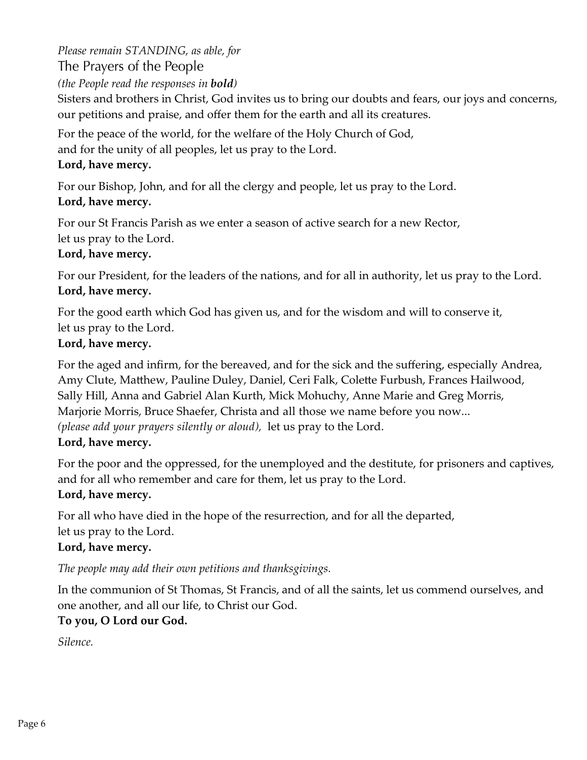*Please remain STANDING, as able, for*

## The Prayers of the People

*(the People read the responses in **bold**)*

Sisters and brothers in Christ, God invites us to bring our doubts and fears, our joys and concerns, our petitions and praise, and offer them for the earth and all its creatures.

For the peace of the world, for the welfare of the Holy Church of God, and for the unity of all peoples, let us pray to the Lord.
**Lord, have mercy.**

For our Bishop, John, and for all the clergy and people, let us pray to the Lord.
**Lord, have mercy.**

For our St Francis Parish as we enter a season of active search for a new Rector, let us pray to the Lord.
**Lord, have mercy.**

For our President, for the leaders of the nations, and for all in authority, let us pray to the Lord.
**Lord, have mercy.**

For the good earth which God has given us, and for the wisdom and will to conserve it, let us pray to the Lord.
**Lord, have mercy.**

For the aged and infirm, for the bereaved, and for the sick and the suffering, especially Andrea, Amy Clute, Matthew, Pauline Duley, Daniel, Ceri Falk, Colette Furbush, Frances Hailwood, Sally Hill, Anna and Gabriel Alan Kurth, Mick Mohuchy, Anne Marie and Greg Morris, Marjorie Morris, Bruce Shaefer, Christa and all those we name before you now... *(please add your prayers silently or aloud),* let us pray to the Lord.
**Lord, have mercy.**

For the poor and the oppressed, for the unemployed and the destitute, for prisoners and captives, and for all who remember and care for them, let us pray to the Lord.
**Lord, have mercy.**

For all who have died in the hope of the resurrection, and for all the departed, let us pray to the Lord.
**Lord, have mercy.**

*The people may add their own petitions and thanksgivings.*

In the communion of St Thomas, St Francis, and of all the saints, let us commend ourselves, and one another, and all our life, to Christ our God.
**To you, O Lord our God.**

*Silence.*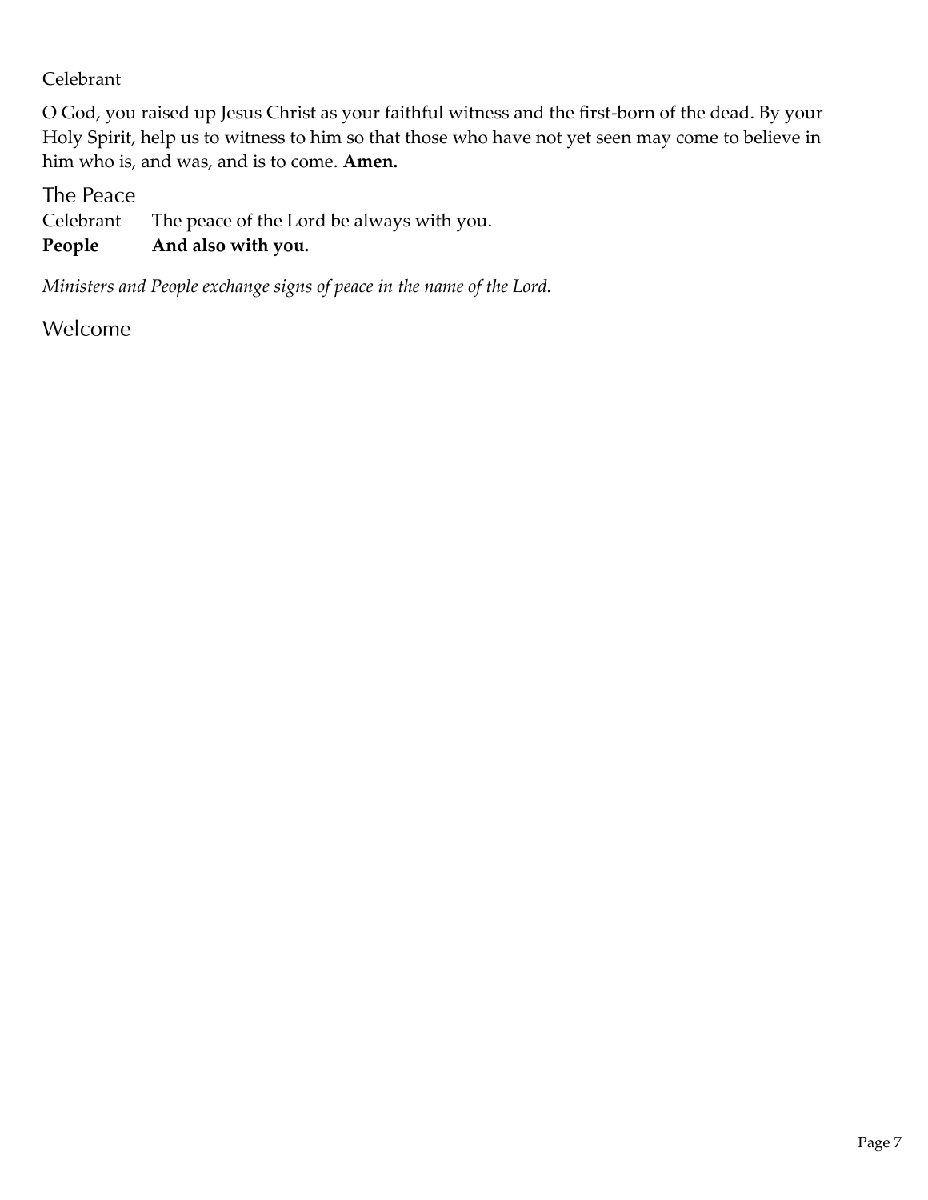Celebrant

O God, you raised up Jesus Christ as your faithful witness and the first-born of the dead. By your Holy Spirit, help us to witness to him so that those who have not yet seen may come to believe in him who is, and was, and is to come. **Amen.**

## The Peace

Celebrant The peace of the Lord be always with you.
**People And also with you.**

*Ministers and People exchange signs of peace in the name of the Lord.*

## Welcome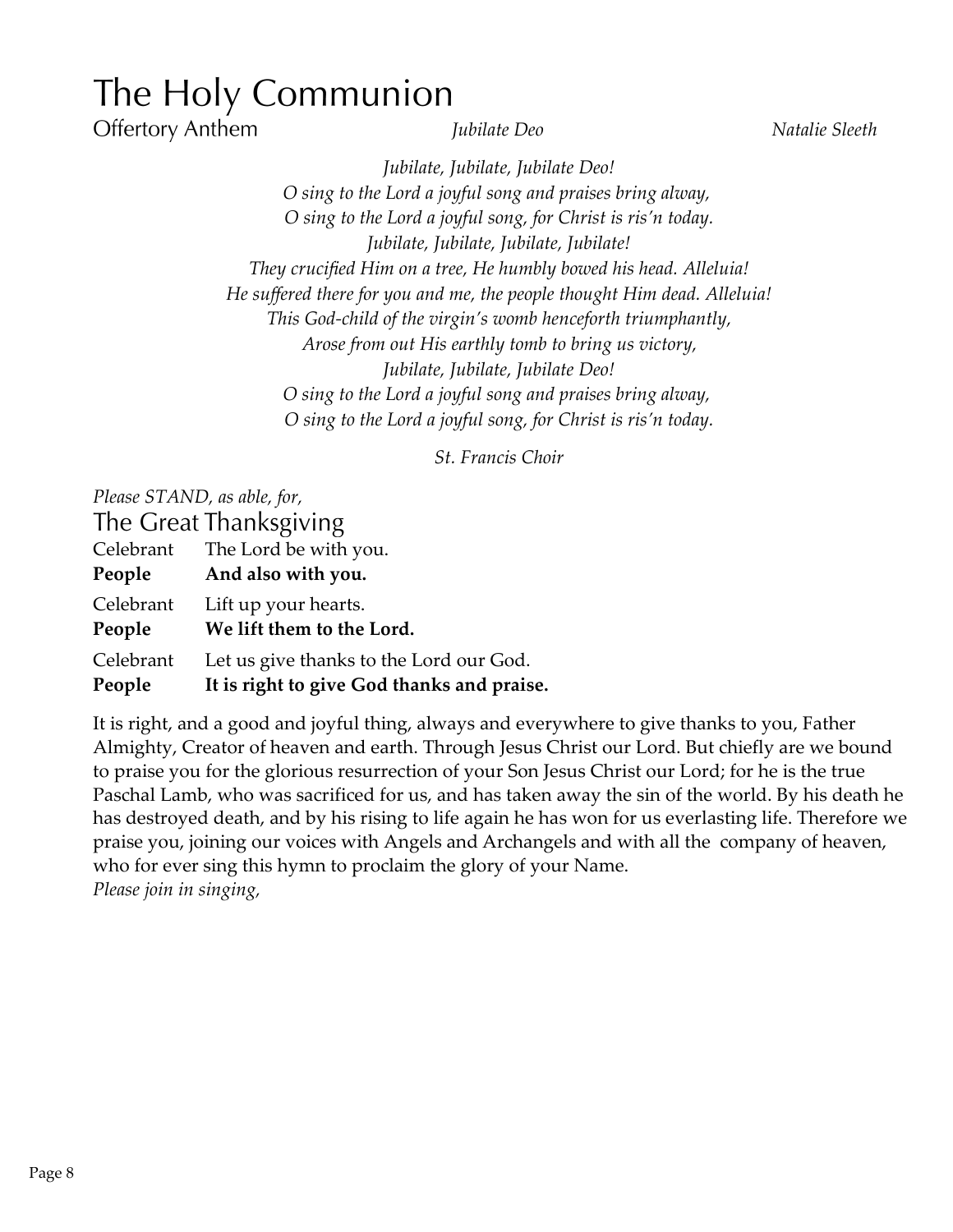# The Holy Communion

## Offertory Anthem *Jubilate Deo* *Natalie Sleeth*

*Jubilate, Jubilate, Jubilate Deo!*
*O sing to the Lord a joyful song and praises bring alway,*
*O sing to the Lord a joyful song, for Christ is ris'n today.*
*Jubilate, Jubilate, Jubilate, Jubilate!*
*They crucified Him on a tree, He humbly bowed his head. Alleluia!*
*He suffered there for you and me, the people thought Him dead. Alleluia!*
*This God-child of the virgin's womb henceforth triumphantly,*
*Arose from out His earthly tomb to bring us victory,*
*Jubilate, Jubilate, Jubilate Deo!*
*O sing to the Lord a joyful song and praises bring alway,*
*O sing to the Lord a joyful song, for Christ is ris'n today.*

*St. Francis Choir*

*Please STAND, as able, for,*

## The Great Thanksgiving

Celebrant The Lord be with you.
**People And also with you.**

Celebrant Lift up your hearts.
**People We lift them to the Lord.**

Celebrant Let us give thanks to the Lord our God.
**People It is right to give God thanks and praise.**

It is right, and a good and joyful thing, always and everywhere to give thanks to you, Father Almighty, Creator of heaven and earth. Through Jesus Christ our Lord. But chiefly are we bound to praise you for the glorious resurrection of your Son Jesus Christ our Lord; for he is the true Paschal Lamb, who was sacrificed for us, and has taken away the sin of the world. By his death he has destroyed death, and by his rising to life again he has won for us everlasting life. Therefore we praise you, joining our voices with Angels and Archangels and with all the company of heaven, who for ever sing this hymn to proclaim the glory of your Name.

*Please join in singing,*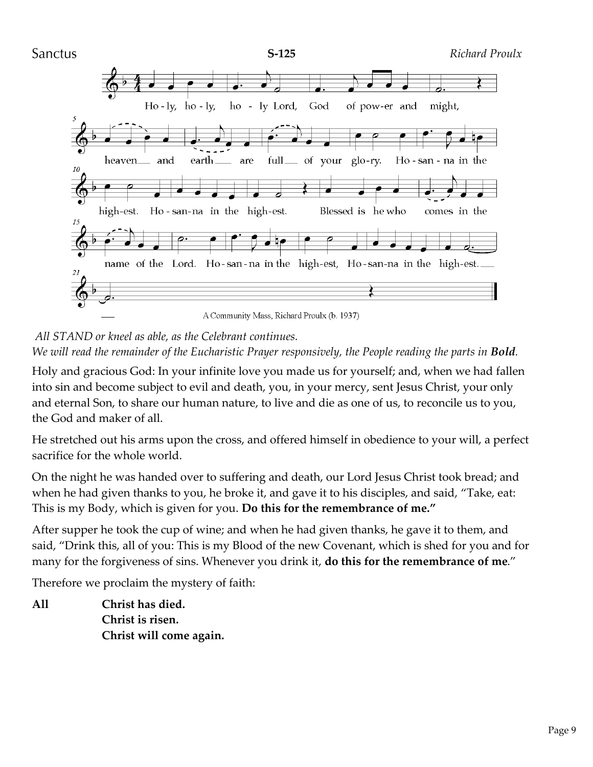Sanctus **S-125** *Richard Proulx*

Ho-ly, ho-ly, ho-ly Lord, God of pow-er and might, heaven and earth are full of your glo-ry. Ho-san-na in the high-est. Ho-san-na in the high-est. Blessed is he who comes in the name of the Lord. Ho-san-na in the high-est, Ho-san-na in the high-est.

A Community Mass, Richard Proulx (b. 1937)

*All STAND or kneel as able, as the Celebrant continues.*
*We will read the remainder of the Eucharistic Prayer responsively, the People reading the parts in **Bold**.*

Holy and gracious God: In your infinite love you made us for yourself; and, when we had fallen into sin and become subject to evil and death, you, in your mercy, sent Jesus Christ, your only and eternal Son, to share our human nature, to live and die as one of us, to reconcile us to you, the God and maker of all.

He stretched out his arms upon the cross, and offered himself in obedience to your will, a perfect sacrifice for the whole world.

On the night he was handed over to suffering and death, our Lord Jesus Christ took bread; and when he had given thanks to you, he broke it, and gave it to his disciples, and said, "Take, eat: This is my Body, which is given for you. **Do this for the remembrance of me."**

After supper he took the cup of wine; and when he had given thanks, he gave it to them, and said, "Drink this, all of you: This is my Blood of the new Covenant, which is shed for you and for many for the forgiveness of sins. Whenever you drink it, **do this for the remembrance of me**."

Therefore we proclaim the mystery of faith:

**All** **Christ has died.**
**Christ is risen.**
**Christ will come again.**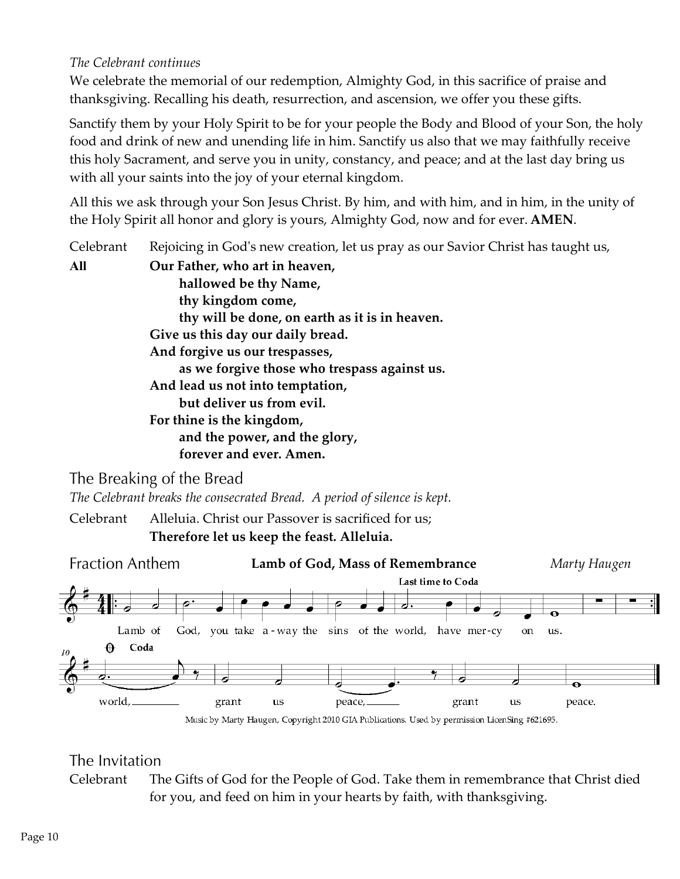*The Celebrant continues*

We celebrate the memorial of our redemption, Almighty God, in this sacrifice of praise and thanksgiving. Recalling his death, resurrection, and ascension, we offer you these gifts.

Sanctify them by your Holy Spirit to be for your people the Body and Blood of your Son, the holy food and drink of new and unending life in him. Sanctify us also that we may faithfully receive this holy Sacrament, and serve you in unity, constancy, and peace; and at the last day bring us with all your saints into the joy of your eternal kingdom.

All this we ask through your Son Jesus Christ. By him, and with him, and in him, in the unity of the Holy Spirit all honor and glory is yours, Almighty God, now and for ever. **AMEN**.

Celebrant Rejoicing in God's new creation, let us pray as our Savior Christ has taught us,

**All** **Our Father, who art in heaven,**
**hallowed be thy Name,**
**thy kingdom come,**
**thy will be done, on earth as it is in heaven.**
**Give us this day our daily bread.**
**And forgive us our trespasses,**
**as we forgive those who trespass against us.**
**And lead us not into temptation,**
**but deliver us from evil.**
**For thine is the kingdom,**
**and the power, and the glory,**
**forever and ever. Amen.**

## The Breaking of the Bread

*The Celebrant breaks the consecrated Bread. A period of silence is kept.*

Celebrant Alleluia. Christ our Passover is sacrificed for us;
**Therefore let us keep the feast. Alleluia.**

## Fraction Anthem **Lamb of God, Mass of Remembrance** *Marty Haugen*

Last time to Coda

Lamb of God, you take a-way the sins of the world, have mer-cy on us.

Coda

world, grant us peace, grant us peace.

Music by Marty Haugen, Copyright 2010 GIA Publications. Used by permission LicenSing #621695.

## The Invitation

Celebrant The Gifts of God for the People of God. Take them in remembrance that Christ died for you, and feed on him in your hearts by faith, with thanksgiving.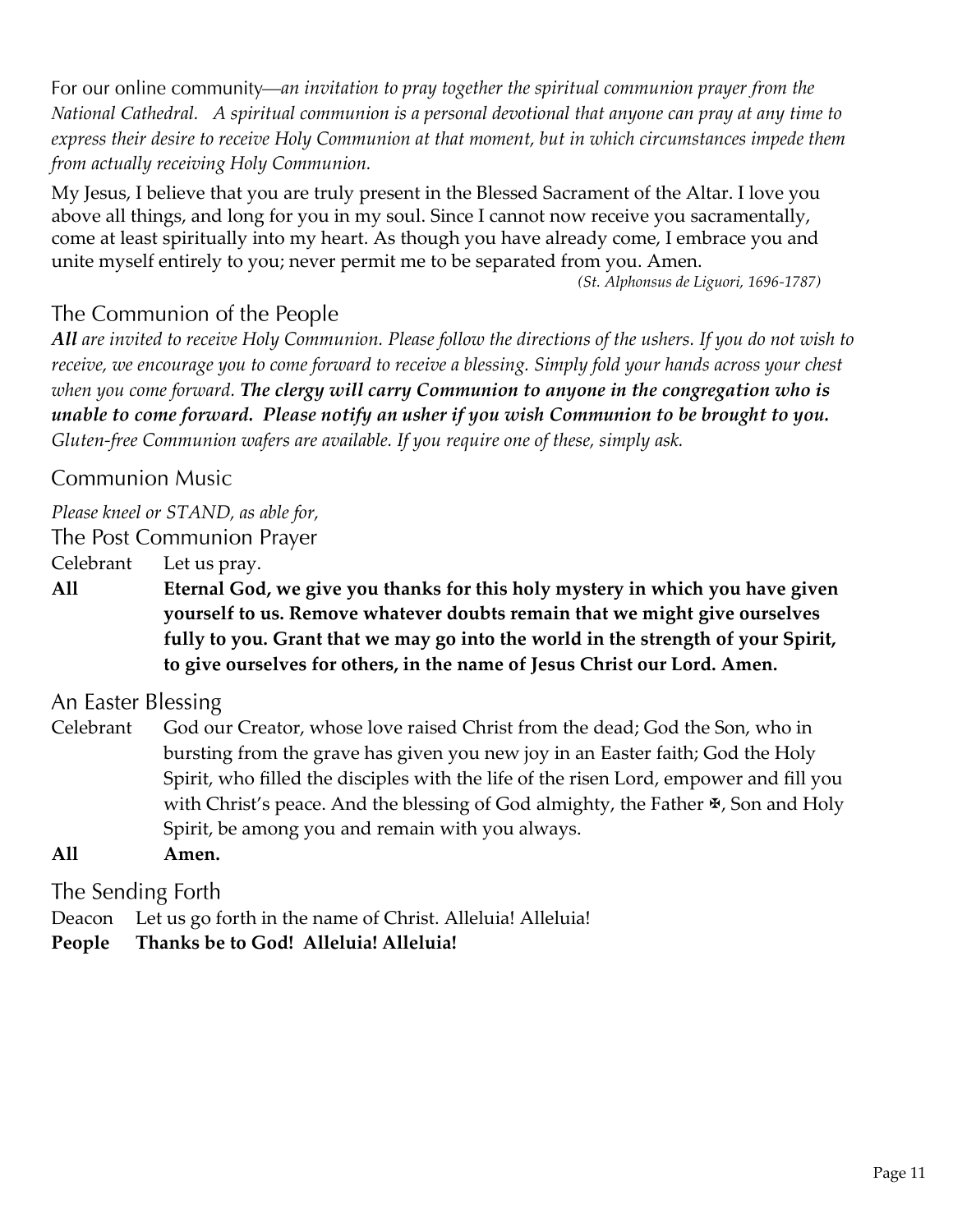For our online community—*an invitation to pray together the spiritual communion prayer from the National Cathedral. A spiritual communion is a personal devotional that anyone can pray at any time to express their desire to receive Holy Communion at that moment, but in which circumstances impede them from actually receiving Holy Communion.*

My Jesus, I believe that you are truly present in the Blessed Sacrament of the Altar. I love you above all things, and long for you in my soul. Since I cannot now receive you sacramentally, come at least spiritually into my heart. As though you have already come, I embrace you and unite myself entirely to you; never permit me to be separated from you. Amen.

*(St. Alphonsus de Liguori, 1696-1787)*

## The Communion of the People

***All*** *are invited to receive Holy Communion. Please follow the directions of the ushers. If you do not wish to receive, we encourage you to come forward to receive a blessing. Simply fold your hands across your chest when you come forward.* ***The clergy will carry Communion to anyone in the congregation who is unable to come forward. Please notify an usher if you wish Communion to be brought to you.*** *Gluten-free Communion wafers are available. If you require one of these, simply ask.*

## Communion Music

*Please kneel or STAND, as able for,*

## The Post Communion Prayer

Celebrant Let us pray.

**All Eternal God, we give you thanks for this holy mystery in which you have given yourself to us. Remove whatever doubts remain that we might give ourselves fully to you. Grant that we may go into the world in the strength of your Spirit, to give ourselves for others, in the name of Jesus Christ our Lord. Amen.**

## An Easter Blessing

Celebrant God our Creator, whose love raised Christ from the dead; God the Son, who in bursting from the grave has given you new joy in an Easter faith; God the Holy Spirit, who filled the disciples with the life of the risen Lord, empower and fill you with Christ's peace. And the blessing of God almighty, the Father ✠, Son and Holy Spirit, be among you and remain with you always.

**All Amen.**

## The Sending Forth

Deacon Let us go forth in the name of Christ. Alleluia! Alleluia!

**People Thanks be to God! Alleluia! Alleluia!**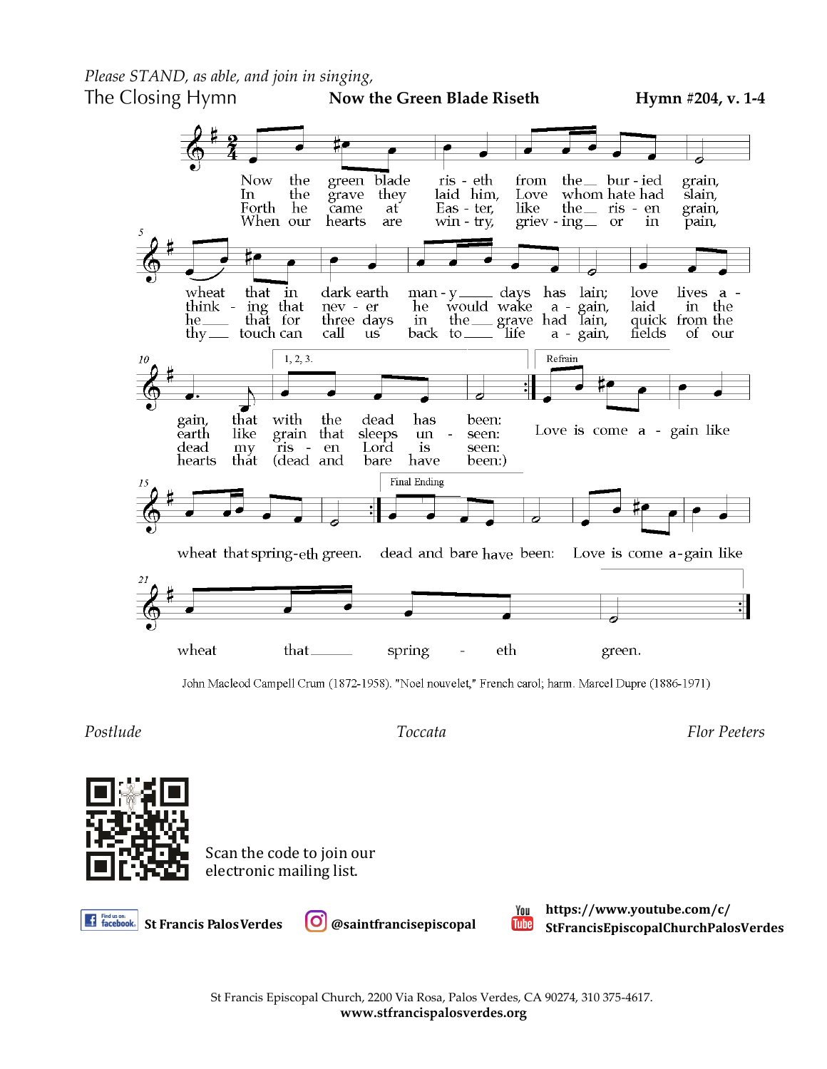*Please STAND, as able, and join in singing,*

The Closing Hymn **Now the Green Blade Riseth** **Hymn #204, v. 1-4**

Now the green blade ris - eth from the bur - ied grain, wheat that in dark earth man - y days has lain; love lives a - gain, that with the dead has been:

In the grave they laid him, Love whom hate had slain, think - ing that nev - er he would wake a - gain, laid in the earth like grain that sleeps un - seen:

Forth he came at Eas - ter, like the ris - en grain, he that for three days in the grave had lain, quick from the dead my ris - en Lord is seen:

When our hearts are win - try, griev - ing or in pain, thy touch can call us back to life a - gain, fields of our hearts that (dead and bare have been:)

Refrain: Love is come a - gain like wheat that spring-eth green.

Final Ending: dead and bare have been: Love is come a-gain like wheat that spring - eth green.

John Macleod Campell Crum (1872-1958). "Noel nouvelet," French carol; harm. Marcel Dupre (1886-1971)

*Postlude* *Toccata* *Flor Peeters*

Scan the code to join our electronic mailing list.

**St Francis Palos Verdes** **@saintfrancisepiscopal** **https://www.youtube.com/c/StFrancisEpiscopalChurchPalosVerdes**

St Francis Episcopal Church, 2200 Via Rosa, Palos Verdes, CA 90274, 310 375-4617.
**www.stfrancispalosverdes.org**